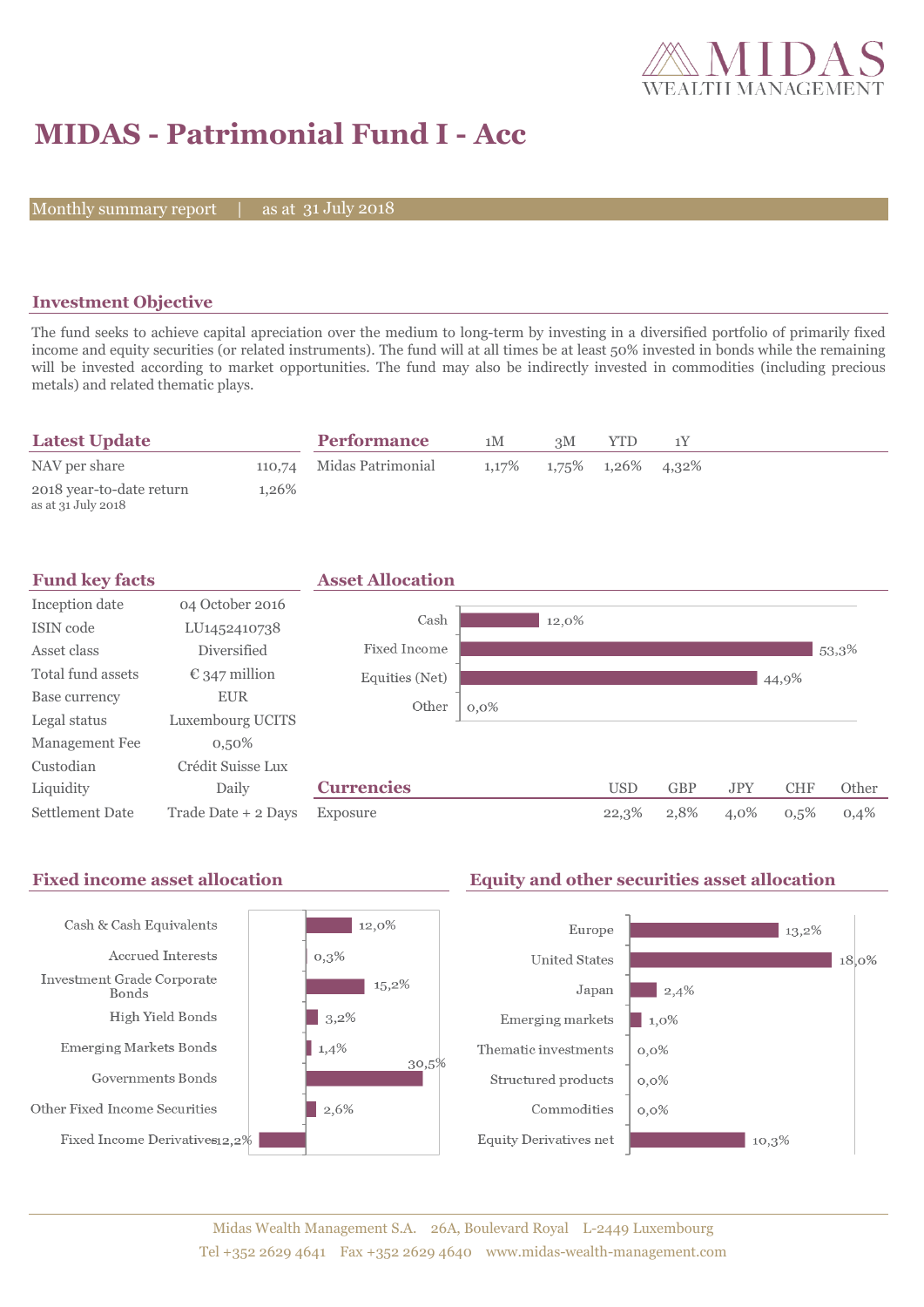# MIDAS - Patrimonial Fund I - Acc

Monthly summary report | as at 31 July 2018

## Investment Objective

The fund seeks to achieve capital apreciation over the medium to long-term by investing in a diversified portfolio of primarily fixed income and equity securities (or related instruments). The fund will at all times be at least 50% invested in bonds while the remaining will be invested according to market opportunities. The fund may also be indirectly invested in commodities (including precious metals) and related thematic plays.

## Latest Update

| | |
|---|---|
| NAV per share | 110,74 |
| 2018 year-to-date return<br>as at 31 July 2018 | 1,26% |

## Performance

| | 1M | 3M | YTD | 1Y |
|---|---|---|---|---|
| Midas Patrimonial | 1,17% | 1,75% | 1,26% | 4,32% |

## Fund key facts

| | |
|---|---|
| Inception date | 04 October 2016 |
| ISIN code | LU1452410738 |
| Asset class | Diversified |
| Total fund assets | € 347 million |
| Base currency | EUR |
| Legal status | Luxembourg UCITS |
| Management Fee | 0,50% |
| Custodian | Crédit Suisse Lux |
| Liquidity | Daily |
| Settlement Date | Trade Date + 2 Days |

## Asset Allocation

| | |
|---|---|
| Cash | 12,0% |
| Fixed Income | 53,3% |
| Equities (Net) | 44,9% |
| Other | 0,0% |

## Currencies

| | USD | GBP | JPY | CHF | Other |
|---|---|---|---|---|---|
| Exposure | 22,3% | 2,8% | 4,0% | 0,5% | 0,4% |

## Fixed income asset allocation

| | |
|---|---|
| Cash & Cash Equivalents | 12,0% |
| Accrued Interests | 0,3% |
| Investment Grade Corporate Bonds | 15,2% |
| High Yield Bonds | 3,2% |
| Emerging Markets Bonds | 1,4% |
| Governments Bonds | 30,5% |
| Other Fixed Income Securities | 2,6% |
| Fixed Income Derivatives | -12,2% |

## Equity and other securities asset allocation

| | |
|---|---|
| Europe | 13,2% |
| United States | 18,0% |
| Japan | 2,4% |
| Emerging markets | 1,0% |
| Thematic investments | 0,0% |
| Structured products | 0,0% |
| Commodities | 0,0% |
| Equity Derivatives net | 10,3% |

Midas Wealth Management S.A. 26A, Boulevard Royal L-2449 Luxembourg
Tel +352 2629 4641 Fax +352 2629 4640 www.midas-wealth-management.com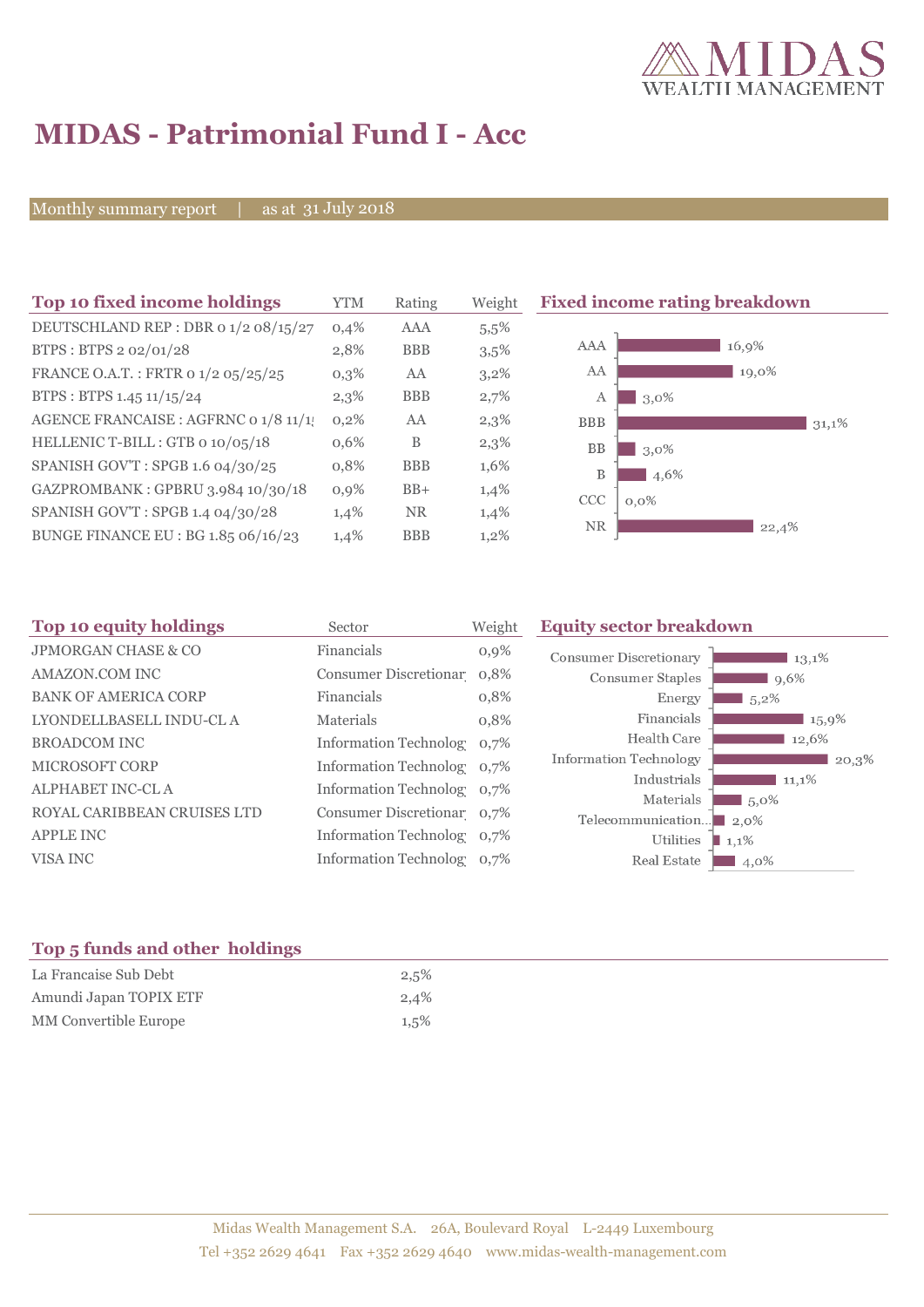# MIDAS - Patrimonial Fund I - Acc

Monthly summary report | as at 31 July 2018

## Top 10 fixed income holdings

| Top 10 fixed income holdings | YTM | Rating | Weight |
|---|---|---|---|
| DEUTSCHLAND REP : DBR 0 1/2 08/15/27 | 0,4% | AAA | 5,5% |
| BTPS : BTPS 2 02/01/28 | 2,8% | BBB | 3,5% |
| FRANCE O.A.T. : FRTR 0 1/2 05/25/25 | 0,3% | AA | 3,2% |
| BTPS : BTPS 1.45 11/15/24 | 2,3% | BBB | 2,7% |
| AGENCE FRANCAISE : AGFRNC 0 1/8 11/1! | 0,2% | AA | 2,3% |
| HELLENIC T-BILL : GTB 0 10/05/18 | 0,6% | B | 2,3% |
| SPANISH GOV'T : SPGB 1.6 04/30/25 | 0,8% | BBB | 1,6% |
| GAZPROMBANK : GPBRU 3.984 10/30/18 | 0,9% | BB+ | 1,4% |
| SPANISH GOV'T : SPGB 1.4 04/30/28 | 1,4% | NR | 1,4% |
| BUNGE FINANCE EU : BG 1.85 06/16/23 | 1,4% | BBB | 1,2% |

## Fixed income rating breakdown

| Rating | Weight |
|---|---|
| AAA | 16,9% |
| AA | 19,0% |
| A | 3,0% |
| BBB | 31,1% |
| BB | 3,0% |
| B | 4,6% |
| CCC | 0,0% |
| NR | 22,4% |

## Top 10 equity holdings

| Top 10 equity holdings | Sector | Weight |
|---|---|---|
| JPMORGAN CHASE & CO | Financials | 0,9% |
| AMAZON.COM INC | Consumer Discretionar | 0,8% |
| BANK OF AMERICA CORP | Financials | 0,8% |
| LYONDELLBASELL INDU-CL A | Materials | 0,8% |
| BROADCOM INC | Information Technolog | 0,7% |
| MICROSOFT CORP | Information Technolog | 0,7% |
| ALPHABET INC-CL A | Information Technolog | 0,7% |
| ROYAL CARIBBEAN CRUISES LTD | Consumer Discretionar | 0,7% |
| APPLE INC | Information Technolog | 0,7% |
| VISA INC | Information Technolog | 0,7% |

## Equity sector breakdown

| Sector | Weight |
|---|---|
| Consumer Discretionary | 13,1% |
| Consumer Staples | 9,6% |
| Energy | 5,2% |
| Financials | 15,9% |
| Health Care | 12,6% |
| Information Technology | 20,3% |
| Industrials | 11,1% |
| Materials | 5,0% |
| Telecommunication... | 2,0% |
| Utilities | 1,1% |
| Real Estate | 4,0% |

## Top 5 funds and other holdings

| Top 5 funds and other holdings | |
|---|---|
| La Francaise Sub Debt | 2,5% |
| Amundi Japan TOPIX ETF | 2,4% |
| MM Convertible Europe | 1,5% |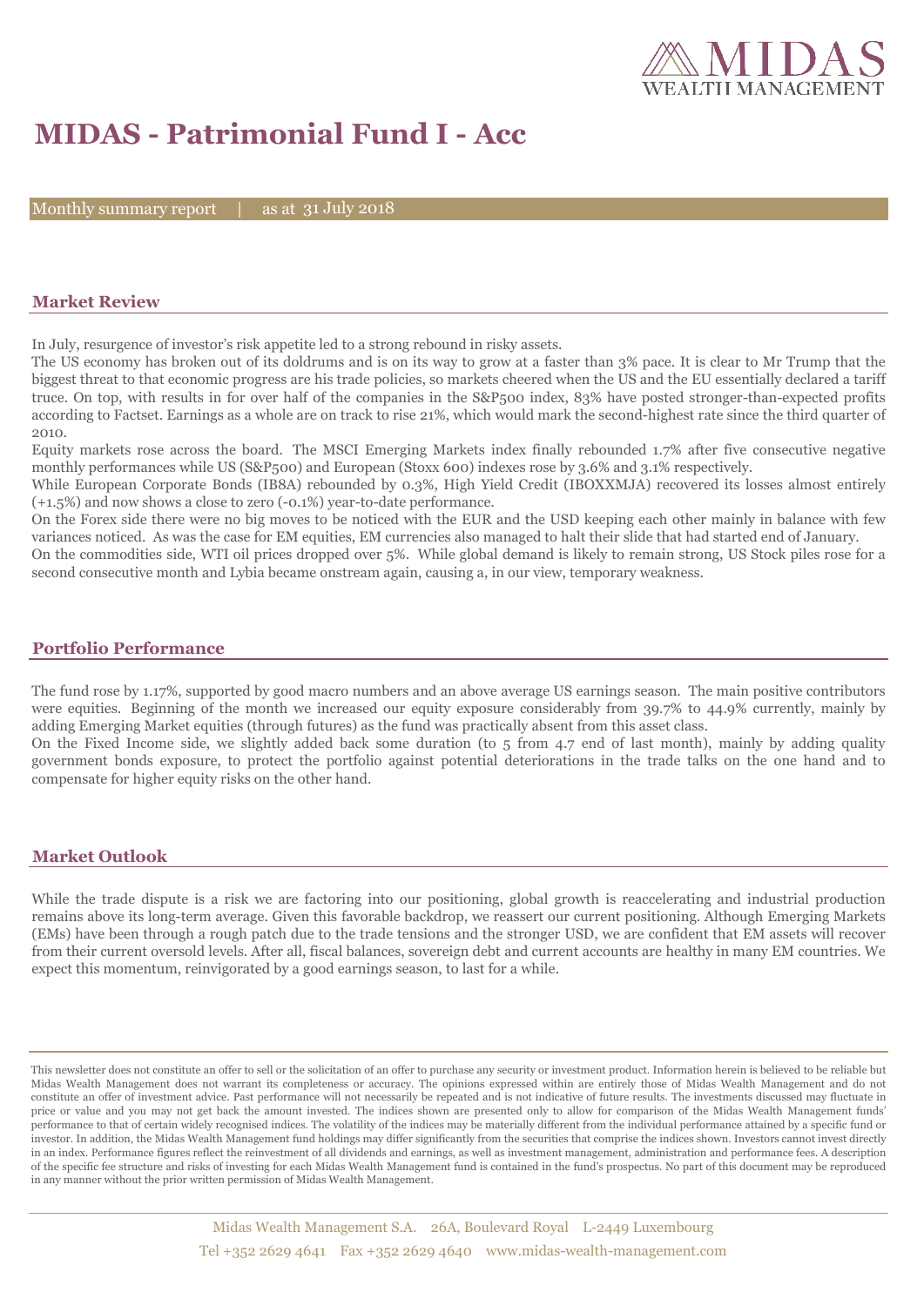# MIDAS - Patrimonial Fund I - Acc

Monthly summary report | as at 31 July 2018

## Market Review

In July, resurgence of investor's risk appetite led to a strong rebound in risky assets.
The US economy has broken out of its doldrums and is on its way to grow at a faster than 3% pace. It is clear to Mr Trump that the biggest threat to that economic progress are his trade policies, so markets cheered when the US and the EU essentially declared a tariff truce. On top, with results in for over half of the companies in the S&P500 index, 83% have posted stronger-than-expected profits according to Factset. Earnings as a whole are on track to rise 21%, which would mark the second-highest rate since the third quarter of 2010.
Equity markets rose across the board. The MSCI Emerging Markets index finally rebounded 1.7% after five consecutive negative monthly performances while US (S&P500) and European (Stoxx 600) indexes rose by 3.6% and 3.1% respectively.
While European Corporate Bonds (IB8A) rebounded by 0.3%, High Yield Credit (IBOXXMJA) recovered its losses almost entirely (+1.5%) and now shows a close to zero (-0.1%) year-to-date performance.
On the Forex side there were no big moves to be noticed with the EUR and the USD keeping each other mainly in balance with few variances noticed. As was the case for EM equities, EM currencies also managed to halt their slide that had started end of January.
On the commodities side, WTI oil prices dropped over 5%. While global demand is likely to remain strong, US Stock piles rose for a second consecutive month and Lybia became onstream again, causing a, in our view, temporary weakness.

## Portfolio Performance

The fund rose by 1.17%, supported by good macro numbers and an above average US earnings season. The main positive contributors were equities. Beginning of the month we increased our equity exposure considerably from 39.7% to 44.9% currently, mainly by adding Emerging Market equities (through futures) as the fund was practically absent from this asset class.
On the Fixed Income side, we slightly added back some duration (to 5 from 4.7 end of last month), mainly by adding quality government bonds exposure, to protect the portfolio against potential deteriorations in the trade talks on the one hand and to compensate for higher equity risks on the other hand.

## Market Outlook

While the trade dispute is a risk we are factoring into our positioning, global growth is reaccelerating and industrial production remains above its long-term average. Given this favorable backdrop, we reassert our current positioning. Although Emerging Markets (EMs) have been through a rough patch due to the trade tensions and the stronger USD, we are confident that EM assets will recover from their current oversold levels. After all, fiscal balances, sovereign debt and current accounts are healthy in many EM countries. We expect this momentum, reinvigorated by a good earnings season, to last for a while.

This newsletter does not constitute an offer to sell or the solicitation of an offer to purchase any security or investment product. Information herein is believed to be reliable but Midas Wealth Management does not warrant its completeness or accuracy. The opinions expressed within are entirely those of Midas Wealth Management and do not constitute an offer of investment advice. Past performance will not necessarily be repeated and is not indicative of future results. The investments discussed may fluctuate in price or value and you may not get back the amount invested. The indices shown are presented only to allow for comparison of the Midas Wealth Management funds' performance to that of certain widely recognised indices. The volatility of the indices may be materially different from the individual performance attained by a specific fund or investor. In addition, the Midas Wealth Management fund holdings may differ significantly from the securities that comprise the indices shown. Investors cannot invest directly in an index. Performance figures reflect the reinvestment of all dividends and earnings, as well as investment management, administration and performance fees. A description of the specific fee structure and risks of investing for each Midas Wealth Management fund is contained in the fund's prospectus. No part of this document may be reproduced in any manner without the prior written permission of Midas Wealth Management.

Midas Wealth Management S.A. 26A, Boulevard Royal L-2449 Luxembourg
Tel +352 2629 4641 Fax +352 2629 4640 www.midas-wealth-management.com